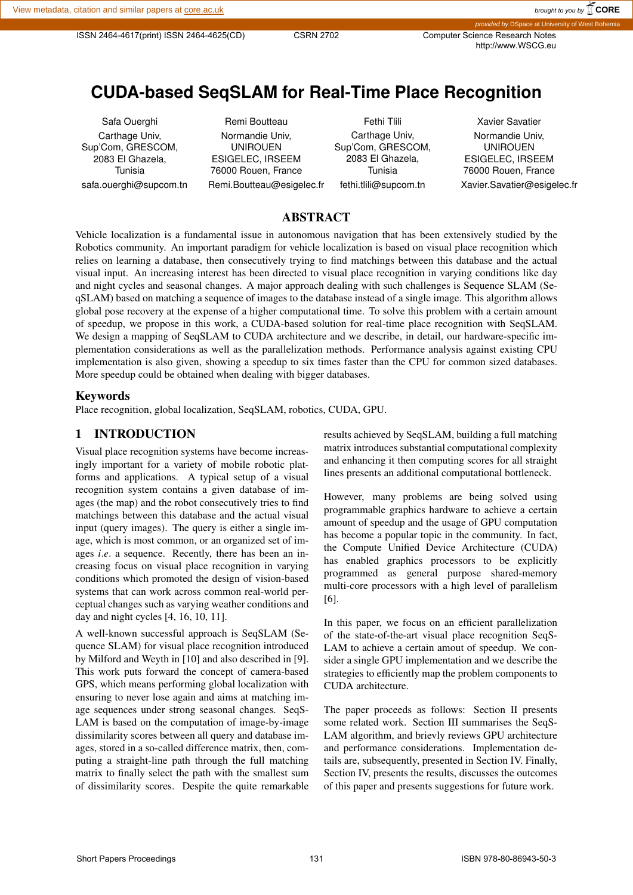# CUDA-based SeqSLAM for Real-Time Place Recognition

| Safa Ouerghi | Remi Boutteau | Fethi Tlili | Xavier Savatier |
|---|---|---|---|
| Carthage Univ, Sup'Com, GRESCOM, 2083 El Ghazela, Tunisia | Normandie Univ, UNIROUEN ESIGELEC, IRSEEM 76000 Rouen, France | Carthage Univ, Sup'Com, GRESCOM, 2083 El Ghazela, Tunisia | Normandie Univ, UNIROUEN ESIGELEC, IRSEEM 76000 Rouen, France |
| safa.ouerghi@supcom.tn | Remi.Boutteau@esigelec.fr | fethi.tlili@supcom.tn | Xavier.Savatier@esigelec.fr |

## ABSTRACT

Vehicle localization is a fundamental issue in autonomous navigation that has been extensively studied by the Robotics community. An important paradigm for vehicle localization is based on visual place recognition which relies on learning a database, then consecutively trying to find matchings between this database and the actual visual input. An increasing interest has been directed to visual place recognition in varying conditions like day and night cycles and seasonal changes. A major approach dealing with such challenges is Sequence SLAM (SeqSLAM) based on matching a sequence of images to the database instead of a single image. This algorithm allows global pose recovery at the expense of a higher computational time. To solve this problem with a certain amount of speedup, we propose in this work, a CUDA-based solution for real-time place recognition with SeqSLAM. We design a mapping of SeqSLAM to CUDA architecture and we describe, in detail, our hardware-specific implementation considerations as well as the parallelization methods. Performance analysis against existing CPU implementation is also given, showing a speedup to six times faster than the CPU for common sized databases. More speedup could be obtained when dealing with bigger databases.

## Keywords

Place recognition, global localization, SeqSLAM, robotics, CUDA, GPU.

## 1 INTRODUCTION

Visual place recognition systems have become increasingly important for a variety of mobile robotic platforms and applications. A typical setup of a visual recognition system contains a given database of images (the map) and the robot consecutively tries to find matchings between this database and the actual visual input (query images). The query is either a single image, which is most common, or an organized set of images *i.e.* a sequence. Recently, there has been an increasing focus on visual place recognition in varying conditions which promoted the design of vision-based systems that can work across common real-world perceptual changes such as varying weather conditions and day and night cycles [4, 16, 10, 11].

A well-known successful approach is SeqSLAM (Sequence SLAM) for visual place recognition introduced by Milford and Weyth in [10] and also described in [9]. This work puts forward the concept of camera-based GPS, which means performing global localization with ensuring to never lose again and aims at matching image sequences under strong seasonal changes. SeqSLAM is based on the computation of image-by-image dissimilarity scores between all query and database images, stored in a so-called difference matrix, then, computing a straight-line path through the full matching matrix to finally select the path with the smallest sum of dissimilarity scores. Despite the quite remarkable results achieved by SeqSLAM, building a full matching matrix introduces substantial computational complexity and enhancing it then computing scores for all straight lines presents an additional computational bottleneck.

However, many problems are being solved using programmable graphics hardware to achieve a certain amount of speedup and the usage of GPU computation has become a popular topic in the community. In fact, the Compute Unified Device Architecture (CUDA) has enabled graphics processors to be explicitly programmed as general purpose shared-memory multi-core processors with a high level of parallelism [6].

In this paper, we focus on an efficient parallelization of the state-of-the-art visual place recognition SeqSLAM to achieve a certain amout of speedup. We consider a single GPU implementation and we describe the strategies to efficiently map the problem components to CUDA architecture.

The paper proceeds as follows: Section II presents some related work. Section III summarises the SeqSLAM algorithm, and brievly reviews GPU architecture and performance considerations. Implementation details are, subsequently, presented in Section IV. Finally, Section IV, presents the results, discusses the outcomes of this paper and presents suggestions for future work.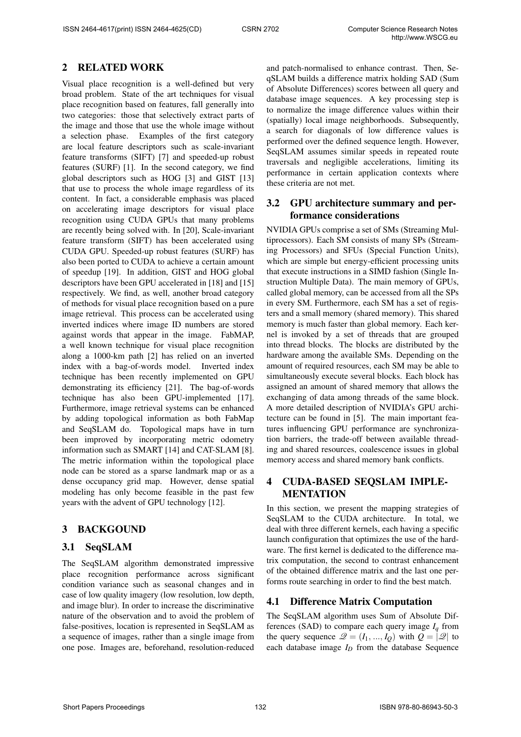## 2 RELATED WORK

Visual place recognition is a well-defined but very broad problem. State of the art techniques for visual place recognition based on features, fall generally into two categories: those that selectively extract parts of the image and those that use the whole image without a selection phase. Examples of the first category are local feature descriptors such as scale-invariant feature transforms (SIFT) [7] and speeded-up robust features (SURF) [1]. In the second category, we find global descriptors such as HOG [3] and GIST [13] that use to process the whole image regardless of its content. In fact, a considerable emphasis was placed on accelerating image descriptors for visual place recognition using CUDA GPUs that many problems are recently being solved with. In [20], Scale-invariant feature transform (SIFT) has been accelerated using CUDA GPU. Speeded-up robust features (SURF) has also been ported to CUDA to achieve a certain amount of speedup [19]. In addition, GIST and HOG global descriptors have been GPU accelerated in [18] and [15] respectively. We find, as well, another broad category of methods for visual place recognition based on a pure image retrieval. This process can be accelerated using inverted indices where image ID numbers are stored against words that appear in the image. FabMAP, a well known technique for visual place recognition along a 1000-km path [2] has relied on an inverted index with a bag-of-words model. Inverted index technique has been recently implemented on GPU demonstrating its efficiency [21]. The bag-of-words technique has also been GPU-implemented [17]. Furthermore, image retrieval systems can be enhanced by adding topological information as both FabMap and SeqSLAM do. Topological maps have in turn been improved by incorporating metric odometry information such as SMART [14] and CAT-SLAM [8]. The metric information within the topological place node can be stored as a sparse landmark map or as a dense occupancy grid map. However, dense spatial modeling has only become feasible in the past few years with the advent of GPU technology [12].

## 3 BACKGOUND

### 3.1 SeqSLAM

The SeqSLAM algorithm demonstrated impressive place recognition performance across significant condition variance such as seasonal changes and in case of low quality imagery (low resolution, low depth, and image blur). In order to increase the discriminative nature of the observation and to avoid the problem of false-positives, location is represented in SeqSLAM as a sequence of images, rather than a single image from one pose. Images are, beforehand, resolution-reduced and patch-normalised to enhance contrast. Then, SeqSLAM builds a difference matrix holding SAD (Sum of Absolute Differences) scores between all query and database image sequences. A key processing step is to normalize the image difference values within their (spatially) local image neighborhoods. Subsequently, a search for diagonals of low difference values is performed over the defined sequence length. However, SeqSLAM assumes similar speeds in repeated route traversals and negligible accelerations, limiting its performance in certain application contexts where these criteria are not met.

### 3.2 GPU architecture summary and performance considerations

NVIDIA GPUs comprise a set of SMs (Streaming Multiprocessors). Each SM consists of many SPs (Streaming Processors) and SFUs (Special Function Units), which are simple but energy-efficient processing units that execute instructions in a SIMD fashion (Single Instruction Multiple Data). The main memory of GPUs, called global memory, can be accessed from all the SPs in every SM. Furthermore, each SM has a set of registers and a small memory (shared memory). This shared memory is much faster than global memory. Each kernel is invoked by a set of threads that are grouped into thread blocks. The blocks are distributed by the hardware among the available SMs. Depending on the amount of required resources, each SM may be able to simultaneously execute several blocks. Each block has assigned an amount of shared memory that allows the exchanging of data among threads of the same block. A more detailed description of NVIDIA's GPU architecture can be found in [5]. The main important features influencing GPU performance are synchronization barriers, the trade-off between available threading and shared resources, coalescence issues in global memory access and shared memory bank conflicts.

## 4 CUDA-BASED SEQSLAM IMPLEMENTATION

In this section, we present the mapping strategies of SeqSLAM to the CUDA architecture. In total, we deal with three different kernels, each having a specific launch configuration that optimizes the use of the hardware. The first kernel is dedicated to the difference matrix computation, the second to contrast enhancement of the obtained difference matrix and the last one performs route searching in order to find the best match.

### 4.1 Difference Matrix Computation

The SeqSLAM algorithm uses Sum of Absolute Differences (SAD) to compare each query image $I_q$ from the query sequence $\mathscr{Q} = (I_1, ..., I_Q)$ with $Q = |\mathscr{Q}|$ to each database image $I_D$ from the database Sequence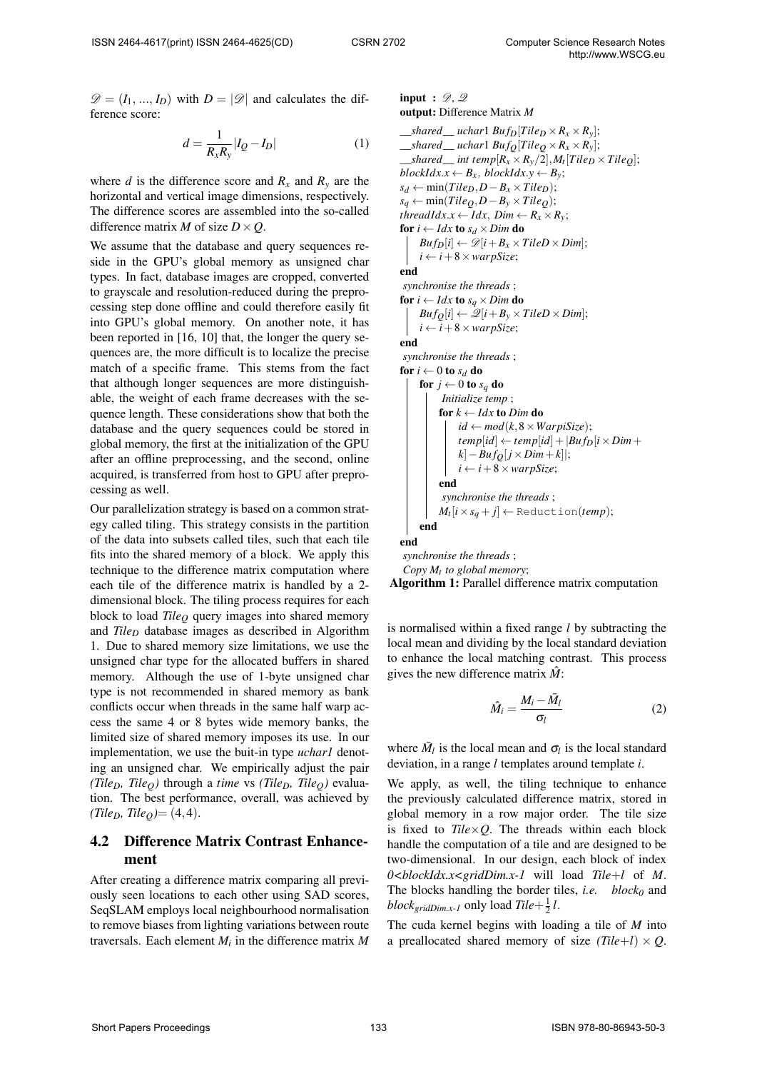$\mathscr{D} = (I_1, ..., I_D)$ with $D = |\mathscr{D}|$ and calculates the difference score:

$$d = \frac{1}{R_x R_y} |I_Q - I_D| \tag{1}$$

where $d$ is the difference score and $R_x$ and $R_y$ are the horizontal and vertical image dimensions, respectively. The difference scores are assembled into the so-called difference matrix $M$ of size $D \times Q$.

We assume that the database and query sequences reside in the GPU's global memory as unsigned char types. In fact, database images are cropped, converted to grayscale and resolution-reduced during the preprocessing step done offline and could therefore easily fit into GPU's global memory. On another note, it has been reported in [16, 10] that, the longer the query sequences are, the more difficult is to localize the precise match of a specific frame. This stems from the fact that although longer sequences are more distinguishable, the weight of each frame decreases with the sequence length. These considerations show that both the database and the query sequences could be stored in global memory, the first at the initialization of the GPU after an offline preprocessing, and the second, online acquired, is transferred from host to GPU after preprocessing as well.

Our parallelization strategy is based on a common strategy called tiling. This strategy consists in the partition of the data into subsets called tiles, such that each tile fits into the shared memory of a block. We apply this technique to the difference matrix computation where each tile of the difference matrix is handled by a 2-dimensional block. The tiling process requires for each block to load $Tile_Q$ query images into shared memory and $Tile_D$ database images as described in Algorithm 1. Due to shared memory size limitations, we use the unsigned char type for the allocated buffers in shared memory. Although the use of 1-byte unsigned char type is not recommended in shared memory as bank conflicts occur when threads in the same half warp access the same 4 or 8 bytes wide memory banks, the limited size of shared memory imposes its use. In our implementation, we use the buit-in type *uchar1* denoting an unsigned char. We empirically adjust the pair $(Tile_D, Tile_Q)$ through a *time* vs $(Tile_D, Tile_Q)$ evaluation. The best performance, overall, was achieved by $(Tile_D, Tile_Q) = (4, 4)$.

```
input : 𝒟, 𝒬
output: Difference Matrix M
__shared__ uchar1 Buf_D[Tile_D × R_x × R_y];
__shared__ uchar1 Buf_Q[Tile_Q × R_x × R_y];
__shared__ int temp[R_x × R_y/2], M_t[Tile_D × Tile_Q];
blockIdx.x ← B_x, blockIdx.y ← B_y;
s_d ← min(Tile_D, D − B_x × Tile_D);
s_q ← min(Tile_Q, D − B_y × Tile_Q);
threadIdx.x ← Idx, Dim ← R_x × R_y;
for i ← Idx to s_d × Dim do
    Buf_D[i] ← 𝒟[i + B_x × TileD × Dim];
    i ← i + 8 × warpSize;
end
synchronise the threads ;
for i ← Idx to s_q × Dim do
    Buf_Q[i] ← 𝒬[i + B_y × TileD × Dim];
    i ← i + 8 × warpSize;
end
synchronise the threads ;
for i ← 0 to s_d do
    for j ← 0 to s_q do
        Initialize temp ;
        for k ← Idx to Dim do
            id ← mod(k, 8 × WarpiSize);
            temp[id] ← temp[id] + |Buf_D[i × Dim + k] − Buf_Q[j × Dim + k]|;
            i ← i + 8 × warpSize;
        end
        synchronise the threads ;
        M_t[i × s_q + j] ← Reduction(temp);
    end
end
synchronise the threads ;
Copy M_t to global memory;
```

**Algorithm 1:** Parallel difference matrix computation

## 4.2 Difference Matrix Contrast Enhancement

After creating a difference matrix comparing all previously seen locations to each other using SAD scores, SeqSLAM employs local neighbourhood normalisation to remove biases from lighting variations between route traversals. Each element $M_i$ in the difference matrix $M$ is normalised within a fixed range $l$ by subtracting the local mean and dividing by the local standard deviation to enhance the local matching contrast. This process gives the new difference matrix $\hat{M}$:

$$\hat{M}_i = \frac{M_i - \bar{M}_l}{\sigma_l} \tag{2}$$

where $\bar{M}_l$ is the local mean and $\sigma_l$ is the local standard deviation, in a range $l$ templates around template $i$.

We apply, as well, the tiling technique to enhance the previously calculated difference matrix, stored in global memory in a row major order. The tile size is fixed to $Tile \times Q$. The threads within each block handle the computation of a tile and are designed to be two-dimensional. In our design, each block of index $0 < blockIdx.x < gridDim.x - 1$ will load $Tile + l$ of $M$. The blocks handling the border tiles, *i.e.* $block_0$ and $block_{gridDim.x-1}$ only load $Tile + \frac{1}{2}l$.

The cuda kernel begins with loading a tile of $M$ into a preallocated shared memory of size $(Tile + l) \times Q$.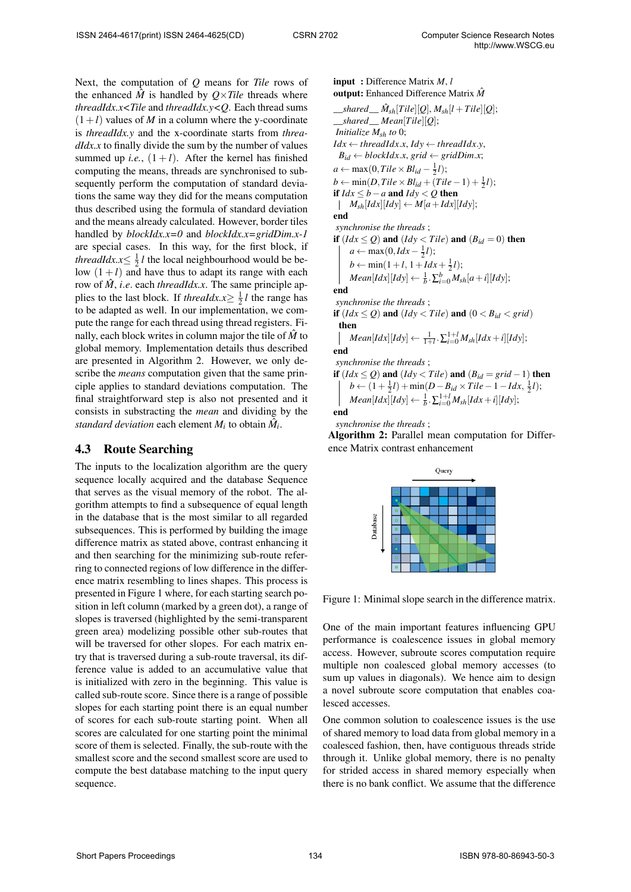Next, the computation of $Q$ means for *Tile* rows of the enhanced $\hat{M}$ is handled by $Q \times Tile$ threads where *threadIdx.x<Tile* and *threadIdx.y<Q*. Each thread sums $(1+l)$ values of $M$ in a column where the y-coordinate is *threadIdx.y* and the x-coordinate starts from *threadIdx.x* to finally divide the sum by the number of values summed up *i.e.*, $(1+l)$. After the kernel has finished computing the means, threads are synchronised to subsequently perform the computation of standard deviations the same way they did for the means computation thus described using the formula of standard deviation and the means already calculated. However, border tiles handled by *blockIdx.x=0* and *blockIdx.x=gridDim.x-1* are special cases. In this way, for the first block, if *threadIdx.x*$\leq \frac{1}{2}l$ the local neighbourhood would be below $(1+l)$ and have thus to adapt its range with each row of $\hat{M}$, *i.e*. each *threadIdx.x*. The same principle applies to the last block. If *threaIdx.x*$\geq \frac{1}{2}l$ the range has to be adapted as well. In our implementation, we compute the range for each thread using thread registers. Finally, each block writes in column major the tile of $\hat{M}$ to global memory. Implementation details thus described are presented in Algorithm 2. However, we only describe the *means* computation given that the same principle applies to standard deviations computation. The final straightforward step is also not presented and it consists in substracting the *mean* and dividing by the *standard deviation* each element $M_i$ to obtain $\hat{M}_i$.

```
input : Difference Matrix M, l
output: Enhanced Difference Matrix M̂
__shared__ M̂_sh[Tile][Q], M_sh[l + Tile][Q];
__shared__ Mean[Tile][Q];
Initialize M_sh to 0;
Idx ← threadIdx.x, Idy ← threadIdx.y,
  B_id ← blockIdx.x, grid ← gridDim.x;
a ← max(0, Tile × Bl_id − ½l);
b ← min(D, Tile × Bl_id + (Tile − 1) + ½l);
if Idx ≤ b − a and Idy < Q then
  | M_sh[Idx][Idy] ← M[a + Idx][Idy];
end
synchronise the threads ;
if (Idx ≤ Q) and (Idy < Tile) and (B_id = 0) then
  | a ← max(0, Idx − ½l);
  | b ← min(1 + l, 1 + Idx + ½l);
  | Mean[Idx][Idy] ← (1/b) · Σ_{i=0}^{b} M_sh[a + i][Idy];
end
synchronise the threads ;
if (Idx ≤ Q) and (Idy < Tile) and (0 < B_id < grid)
  then
  | Mean[Idx][Idy] ← (1/(1+l)) · Σ_{i=0}^{1+l} M_sh[Idx + i][Idy];
end
synchronise the threads ;
if (Idx ≤ Q) and (Idy < Tile) and (B_id = grid − 1) then
  | b ← (1 + ½l) + min(D − B_id × Tile − 1 − Idx, ½l);
  | Mean[Idx][Idy] ← (1/b) · Σ_{i=0}^{1+l} M_sh[Idx + i][Idy];
end
synchronise the threads ;
```

**Algorithm 2:** Parallel mean computation for Difference Matrix contrast enhancement

## 4.3 Route Searching

The inputs to the localization algorithm are the query sequence locally acquired and the database Sequence that serves as the visual memory of the robot. The algorithm attempts to find a subsequence of equal length in the database that is the most similar to all regarded subsequences. This is performed by building the image difference matrix as stated above, contrast enhancing it and then searching for the minimizing sub-route referring to connected regions of low difference in the difference matrix resembling to lines shapes. This process is presented in Figure 1 where, for each starting search position in left column (marked by a green dot), a range of slopes is traversed (highlighted by the semi-transparent green area) modelizing possible other sub-routes that will be traversed for other slopes. For each matrix entry that is traversed during a sub-route traversal, its difference value is added to an accumulative value that is initialized with zero in the beginning. This value is called sub-route score. Since there is a range of possible slopes for each starting point there is an equal number of scores for each sub-route starting point. When all scores are calculated for one starting point the minimal score of them is selected. Finally, the sub-route with the smallest score and the second smallest score are used to compute the best database matching to the input query sequence.

Figure 1: Minimal slope search in the difference matrix.

One of the main important features influencing GPU performance is coalescence issues in global memory access. However, subroute scores computation require multiple non coalesced global memory accesses (to sum up values in diagonals). We hence aim to design a novel subroute score computation that enables coalesced accesses.

One common solution to coalescence issues is the use of shared memory to load data from global memory in a coalesced fashion, then, have contiguous threads stride through it. Unlike global memory, there is no penalty for strided access in shared memory especially when there is no bank conflict. We assume that the difference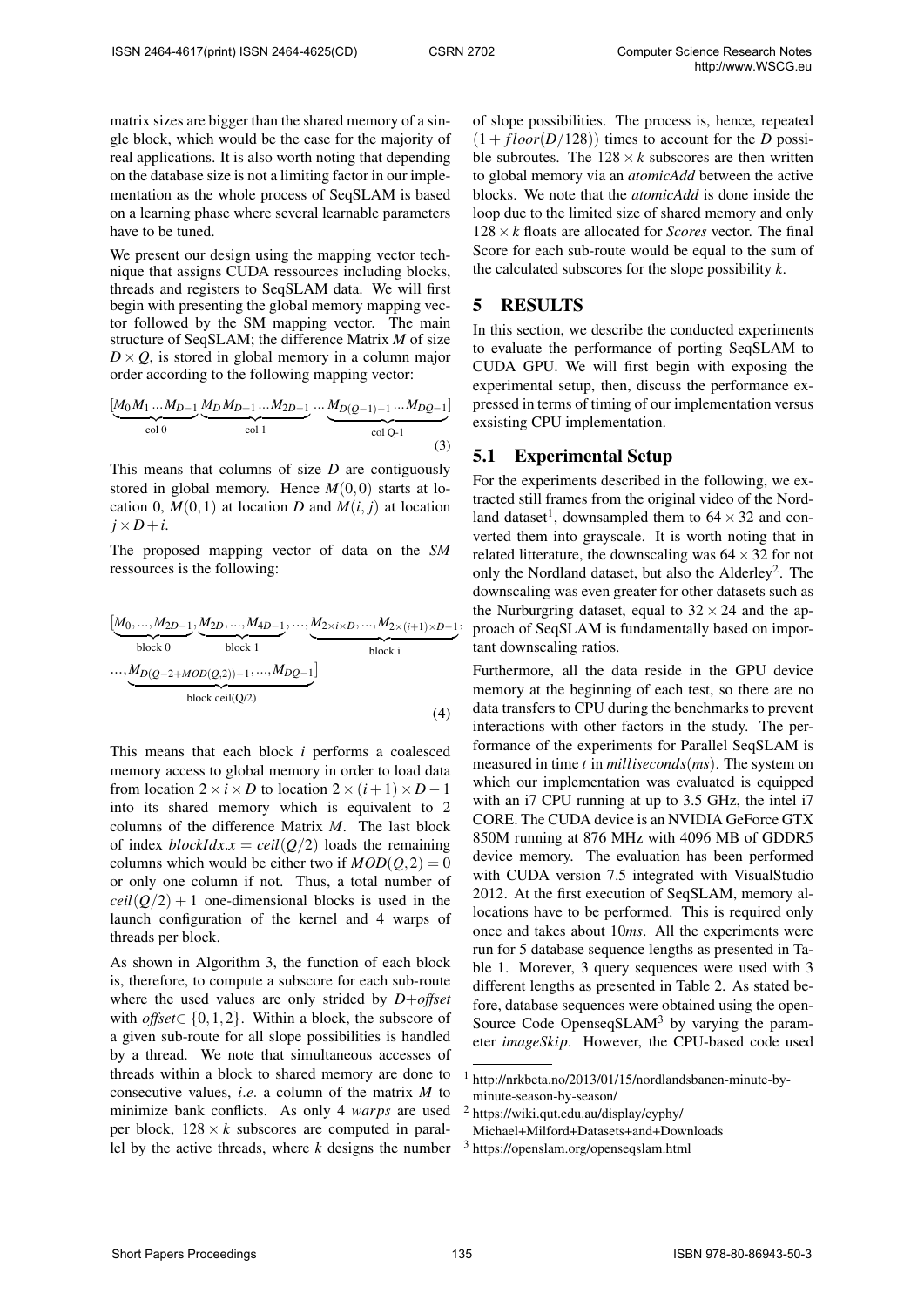matrix sizes are bigger than the shared memory of a single block, which would be the case for the majority of real applications. It is also worth noting that depending on the database size is not a limiting factor in our implementation as the whole process of SeqSLAM is based on a learning phase where several learnable parameters have to be tuned.

We present our design using the mapping vector technique that assigns CUDA ressources including blocks, threads and registers to SeqSLAM data. We will first begin with presenting the global memory mapping vector followed by the SM mapping vector. The main structure of SeqSLAM; the difference Matrix $M$ of size $D \times Q$, is stored in global memory in a column major order according to the following mapping vector:

$$[\underbrace{M_0 M_1 \ldots M_{D-1}}_{\text{col 0}} \underbrace{M_D M_{D+1} \ldots M_{2D-1}}_{\text{col 1}} \ldots \underbrace{M_{D(Q-1)-1} \ldots M_{DQ-1}}_{\text{col Q-1}}] \tag{3}$$

This means that columns of size $D$ are contiguously stored in global memory. Hence $M(0,0)$ starts at location 0, $M(0,1)$ at location $D$ and $M(i,j)$ at location $j \times D + i$.

The proposed mapping vector of data on the *SM* ressources is the following:

$$[\underbrace{M_0,\ldots,M_{2D-1}}_{\text{block 0}}, \underbrace{M_{2D},\ldots,M_{4D-1}}_{\text{block 1}}, \ldots, \underbrace{M_{2\times i\times D},\ldots,M_{2\times(i+1)\times D-1}}_{\text{block i}},$$
$$\ldots, \underbrace{M_{D(Q-2+MOD(Q,2))-1},\ldots,M_{DQ-1}}_{\text{block ceil(Q/2)}}] \tag{4}$$

This means that each block $i$ performs a coalesced memory access to global memory in order to load data from location $2 \times i \times D$ to location $2 \times (i+1) \times D - 1$ into its shared memory which is equivalent to 2 columns of the difference Matrix $M$. The last block of index $blockIdx.x = ceil(Q/2)$ loads the remaining columns which would be either two if $MOD(Q,2) = 0$ or only one column if not. Thus, a total number of $ceil(Q/2) + 1$ one-dimensional blocks is used in the launch configuration of the kernel and 4 warps of threads per block.

As shown in Algorithm 3, the function of each block is, therefore, to compute a subscore for each sub-route where the used values are only strided by *D+offset* with *offset*$\in \{0,1,2\}$. Within a block, the subscore of a given sub-route for all slope possibilities is handled by a thread. We note that simultaneous accesses of threads within a block to shared memory are done to consecutive values, *i.e*. a column of the matrix $M$ to minimize bank conflicts. As only 4 *warps* are used per block, $128 \times k$ subscores are computed in parallel by the active threads, where $k$ designs the number of slope possibilities. The process is, hence, repeated $(1 + floor(D/128))$ times to account for the $D$ possible subroutes. The $128 \times k$ subscores are then written to global memory via an *atomicAdd* between the active blocks. We note that the *atomicAdd* is done inside the loop due to the limited size of shared memory and only $128 \times k$ floats are allocated for *Scores* vector. The final Score for each sub-route would be equal to the sum of the calculated subscores for the slope possibility $k$.

## 5 RESULTS

In this section, we describe the conducted experiments to evaluate the performance of porting SeqSLAM to CUDA GPU. We will first begin with exposing the experimental setup, then, discuss the performance expressed in terms of timing of our implementation versus exsisting CPU implementation.

### 5.1 Experimental Setup

For the experiments described in the following, we extracted still frames from the original video of the Nordland dataset[1], downsampled them to $64 \times 32$ and converted them into grayscale. It is worth noting that in related litterature, the downscaling was $64 \times 32$ for not only the Nordland dataset, but also the Alderley[2]. The downscaling was even greater for other datasets such as the Nurburgring dataset, equal to $32 \times 24$ and the approach of SeqSLAM is fundamentally based on important downscaling ratios.

Furthermore, all the data reside in the GPU device memory at the beginning of each test, so there are no data transfers to CPU during the benchmarks to prevent interactions with other factors in the study. The performance of the experiments for Parallel SeqSLAM is measured in time $t$ in *milliseconds*$(ms)$. The system on which our implementation was evaluated is equipped with an i7 CPU running at up to 3.5 GHz, the intel i7 CORE. The CUDA device is an NVIDIA GeForce GTX 850M running at 876 MHz with 4096 MB of GDDR5 device memory. The evaluation has been performed with CUDA version 7.5 integrated with VisualStudio 2012. At the first execution of SeqSLAM, memory allocations have to be performed. This is required only once and takes about 10*ms*. All the experiments were run for 5 database sequence lengths as presented in Table 1. Morever, 3 query sequences were used with 3 different lengths as presented in Table 2. As stated before, database sequences were obtained using the open-Source Code OpenseqSLAM[3] by varying the parameter $imageSkip$. However, the CPU-based code used

[1] http://nrkbeta.no/2013/01/15/nordlandsbanen-minute-by-minute-season-by-season/

[2] https://wiki.qut.edu.au/display/cyphy/Michael+Milford+Datasets+and+Downloads

[3] https://openslam.org/openseqslam.html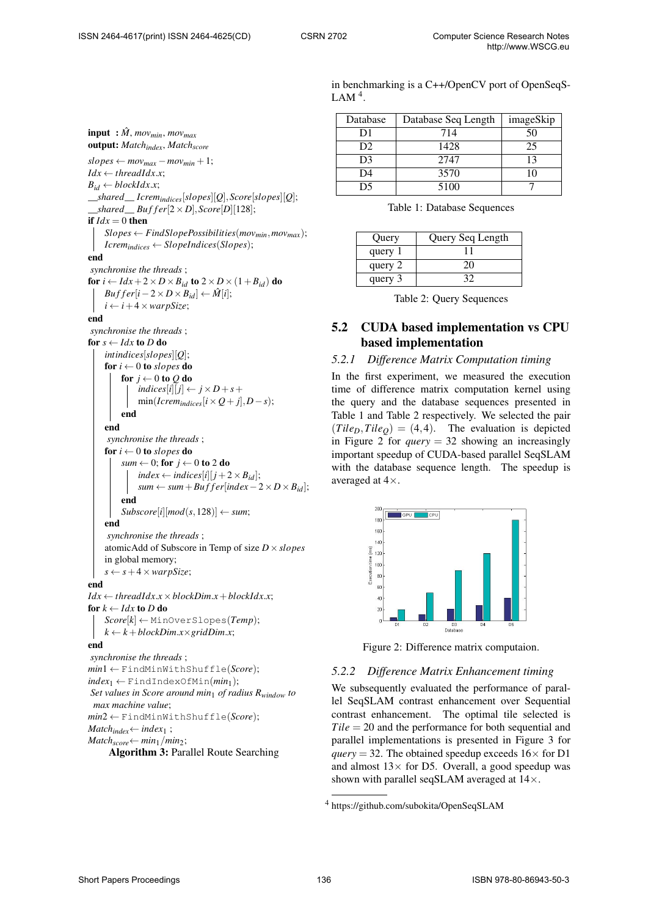**input** : $\hat{M}$, $mov_{min}$, $mov_{max}$
**output**: $Match_{index}$, $Match_{score}$

$slopes \leftarrow mov_{max} - mov_{min} + 1$;
$Idx \leftarrow threadIdx.x$;
$B_{id} \leftarrow blockIdx.x$;
$\_\_shared\_\_\ Icrem_{indices}[slopes][Q], Score[slopes][Q]$;
$\_\_shared\_\_\ Buffer[2 \times D], Score[D][128]$;
**if** $Idx = 0$ **then**
  $Slopes \leftarrow FindSlopePossibilities(mov_{min}, mov_{max})$;
  $Icrem_{indices} \leftarrow SlopeIndices(Slopes)$;
**end**
*synchronise the threads* ;
**for** $i \leftarrow Idx + 2 \times D \times B_{id}$ **to** $2 \times D \times (1 + B_{id})$ **do**
  $Buffer[i - 2 \times D \times B_{id}] \leftarrow \hat{M}[i]$;
  $i \leftarrow i + 4 \times warpSize$;
**end**
*synchronise the threads* ;
**for** $s \leftarrow Idx$ **to** $D$ **do**
  $intindices[slopes][Q]$;
  **for** $i \leftarrow 0$ **to** $slopes$ **do**
    **for** $j \leftarrow 0$ **to** $Q$ **do**
      $indices[i][j] \leftarrow j \times D + s + \min(Icrem_{indices}[i \times Q + j], D - s)$;
    **end**
  **end**
  *synchronise the threads* ;
  **for** $i \leftarrow 0$ **to** $slopes$ **do**
    $sum \leftarrow 0$; **for** $j \leftarrow 0$ **to** $2$ **do**
      $index \leftarrow indices[i][j + 2 \times B_{id}]$;
      $sum \leftarrow sum + Buffer[index - 2 \times D \times B_{id}]$;
    **end**
    $Subscore[i][mod(s, 128)] \leftarrow sum$;
  **end**
  *synchronise the threads* ;
  atomicAdd of Subscore in Temp of size $D \times slopes$ in global memory;
  $s \leftarrow s + 4 \times warpSize$;
**end**
$Idx \leftarrow threadIdx.x \times blockDim.x + blockIdx.x$;
**for** $k \leftarrow Idx$ **to** $D$ **do**
  $Score[k] \leftarrow$ `MinOverSlopes`$(Temp)$;
  $k \leftarrow k + blockDim.x \times gridDim.x$;
**end**
*synchronise the threads* ;
$min1 \leftarrow$ `FindMinWithShuffle`$(Score)$;
$index_1 \leftarrow$ `FindIndexOfMin`$(min_1)$;
*Set values in Score around $min_1$ of radius $R_{window}$ to max machine value*;
$min2 \leftarrow$ `FindMinWithShuffle`$(Score)$;
$Match_{index} \leftarrow index_1$ ;
$Match_{score} \leftarrow min_1 / min_2$;

**Algorithm 3:** Parallel Route Searching

in benchmarking is a C++/OpenCV port of OpenSeqSLAM [4].

| Database | Database Seq Length | imageSkip |
|---|---|---|
| D1 | 714 | 50 |
| D2 | 1428 | 25 |
| D3 | 2747 | 13 |
| D4 | 3570 | 10 |
| D5 | 5100 | 7 |

Table 1: Database Sequences

| Query | Query Seq Length |
|---|---|
| query 1 | 11 |
| query 2 | 20 |
| query 3 | 32 |

Table 2: Query Sequences

## 5.2 CUDA based implementation vs CPU based implementation

### 5.2.1 Difference Matrix Computation timing

In the first experiment, we measured the execution time of difference matrix computation kernel using the query and the database sequences presented in Table 1 and Table 2 respectively. We selected the pair $(Tile_D, Tile_Q) = (4, 4)$. The evaluation is depicted in Figure 2 for $query = 32$ showing an increasingly important speedup of CUDA-based parallel SeqSLAM with the database sequence length. The speedup is averaged at $4\times$.

Figure 2: Difference matrix computaion.

### 5.2.2 Difference Matrix Enhancement timing

We subsequently evaluated the performance of parallel SeqSLAM contrast enhancement over Sequential contrast enhancement. The optimal tile selected is $Tile = 20$ and the performance for both sequential and parallel implementations is presented in Figure 3 for $query = 32$. The obtained speedup exceeds $16\times$ for D1 and almost $13\times$ for D5. Overall, a good speedup was shown with parallel seqSLAM averaged at $14\times$.

[4] https://github.com/subokita/OpenSeqSLAM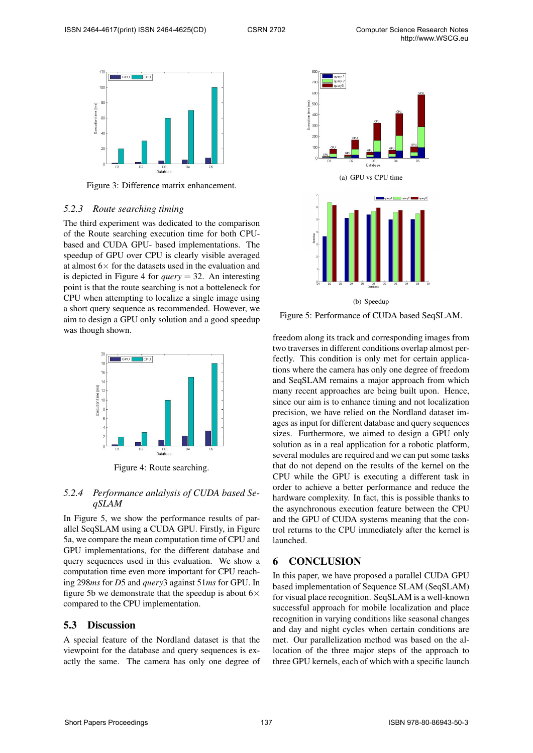Figure 3: Difference matrix enhancement.

### 5.2.3 Route searching timing

The third experiment was dedicated to the comparison of the Route searching execution time for both CPU-based and CUDA GPU- based implementations. The speedup of GPU over CPU is clearly visible averaged at almost 6× for the datasets used in the evaluation and is depicted in Figure 4 for $query = 32$. An interesting point is that the route searching is not a botteleneck for CPU when attempting to localize a single image using a short query sequence as recommended. However, we aim to design a GPU only solution and a good speedup was though shown.

Figure 4: Route searching.

### 5.2.4 Performance anlalysis of CUDA based SeqSLAM

In Figure 5, we show the performance results of parallel SeqSLAM using a CUDA GPU. Firstly, in Figure 5a, we compare the mean computation time of CPU and GPU implementations, for the different database and query sequences used in this evaluation. We show a computation time even more important for CPU reaching 298*ms* for *D*5 and *query*3 against 51*ms* for GPU. In figure 5b we demonstrate that the speedup is about 6× compared to the CPU implementation.

## 5.3 Discussion

A special feature of the Nordland dataset is that the viewpoint for the database and query sequences is exactly the same. The camera has only one degree of freedom along its track and corresponding images from two traverses in different conditions overlap almost perfectly. This condition is only met for certain applications where the camera has only one degree of freedom and SeqSLAM remains a major approach from which many recent approaches are being built upon. Hence, since our aim is to enhance timing and not localization precision, we have relied on the Nordland dataset images as input for different database and query sequences sizes. Furthermore, we aimed to design a GPU only solution as in a real application for a robotic platform, several modules are required and we can put some tasks that do not depend on the results of the kernel on the CPU while the GPU is executing a different task in order to achieve a better performance and reduce the hardware complexity. In fact, this is possible thanks to the asynchronous execution feature between the CPU and the GPU of CUDA systems meaning that the control returns to the CPU immediately after the kernel is launched.

(a) GPU vs CPU time

(b) Speedup

Figure 5: Performance of CUDA based SeqSLAM.

## 6 CONCLUSION

In this paper, we have proposed a parallel CUDA GPU based implementation of Sequence SLAM (SeqSLAM) for visual place recognition. SeqSLAM is a well-known successful approach for mobile localization and place recognition in varying conditions like seasonal changes and day and night cycles when certain conditions are met. Our parallelization method was based on the allocation of the three major steps of the approach to three GPU kernels, each of which with a specific launch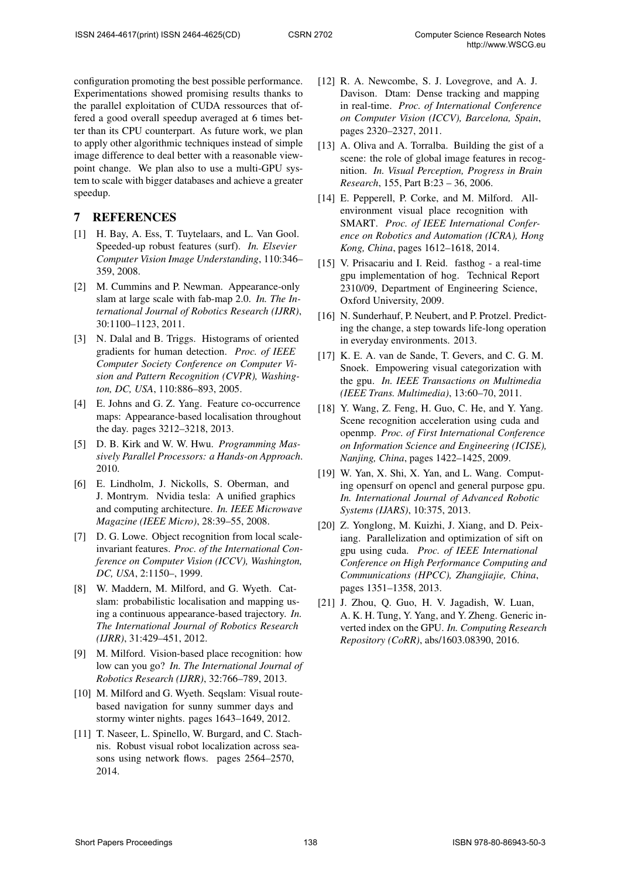configuration promoting the best possible performance. Experimentations showed promising results thanks to the parallel exploitation of CUDA ressources that offered a good overall speedup averaged at 6 times better than its CPU counterpart. As future work, we plan to apply other algorithmic techniques instead of simple image difference to deal better with a reasonable viewpoint change. We plan also to use a multi-GPU system to scale with bigger databases and achieve a greater speedup.

## 7 REFERENCES

[1] H. Bay, A. Ess, T. Tuytelaars, and L. Van Gool. Speeded-up robust features (surf). *In. Elsevier Computer Vision Image Understanding*, 110:346–359, 2008.

[2] M. Cummins and P. Newman. Appearance-only slam at large scale with fab-map 2.0. *In. The International Journal of Robotics Research (IJRR)*, 30:1100–1123, 2011.

[3] N. Dalal and B. Triggs. Histograms of oriented gradients for human detection. *Proc. of IEEE Computer Society Conference on Computer Vision and Pattern Recognition (CVPR), Washington, DC, USA*, 110:886–893, 2005.

[4] E. Johns and G. Z. Yang. Feature co-occurrence maps: Appearance-based localisation throughout the day. pages 3212–3218, 2013.

[5] D. B. Kirk and W. W. Hwu. *Programming Massively Parallel Processors: a Hands-on Approach*. 2010.

[6] E. Lindholm, J. Nickolls, S. Oberman, and J. Montrym. Nvidia tesla: A unified graphics and computing architecture. *In. IEEE Microwave Magazine (IEEE Micro)*, 28:39–55, 2008.

[7] D. G. Lowe. Object recognition from local scale-invariant features. *Proc. of the International Conference on Computer Vision (ICCV), Washington, DC, USA*, 2:1150–, 1999.

[8] W. Maddern, M. Milford, and G. Wyeth. Cat-slam: probabilistic localisation and mapping using a continuous appearance-based trajectory. *In. The International Journal of Robotics Research (IJRR)*, 31:429–451, 2012.

[9] M. Milford. Vision-based place recognition: how low can you go? *In. The International Journal of Robotics Research (IJRR)*, 32:766–789, 2013.

[10] M. Milford and G. Wyeth. Seqslam: Visual route-based navigation for sunny summer days and stormy winter nights. pages 1643–1649, 2012.

[11] T. Naseer, L. Spinello, W. Burgard, and C. Stachnis. Robust visual robot localization across seasons using network flows. pages 2564–2570, 2014.

[12] R. A. Newcombe, S. J. Lovegrove, and A. J. Davison. Dtam: Dense tracking and mapping in real-time. *Proc. of International Conference on Computer Vision (ICCV), Barcelona, Spain*, pages 2320–2327, 2011.

[13] A. Oliva and A. Torralba. Building the gist of a scene: the role of global image features in recognition. *In. Visual Perception, Progress in Brain Research*, 155, Part B:23 – 36, 2006.

[14] E. Pepperell, P. Corke, and M. Milford. All-environment visual place recognition with SMART. *Proc. of IEEE International Conference on Robotics and Automation (ICRA), Hong Kong, China*, pages 1612–1618, 2014.

[15] V. Prisacariu and I. Reid. fasthog - a real-time gpu implementation of hog. Technical Report 2310/09, Department of Engineering Science, Oxford University, 2009.

[16] N. Sunderhauf, P. Neubert, and P. Protzel. Predicting the change, a step towards life-long operation in everyday environments. 2013.

[17] K. E. A. van de Sande, T. Gevers, and C. G. M. Snoek. Empowering visual categorization with the gpu. *In. IEEE Transactions on Multimedia (IEEE Trans. Multimedia)*, 13:60–70, 2011.

[18] Y. Wang, Z. Feng, H. Guo, C. He, and Y. Yang. Scene recognition acceleration using cuda and openmp. *Proc. of First International Conference on Information Science and Engineering (ICISE), Nanjing, China*, pages 1422–1425, 2009.

[19] W. Yan, X. Shi, X. Yan, and L. Wang. Computing opensurf on opencl and general purpose gpu. *In. International Journal of Advanced Robotic Systems (IJARS)*, 10:375, 2013.

[20] Z. Yonglong, M. Kuizhi, J. Xiang, and D. Peixiang. Parallelization and optimization of sift on gpu using cuda. *Proc. of IEEE International Conference on High Performance Computing and Communications (HPCC), Zhangjiajie, China*, pages 1351–1358, 2013.

[21] J. Zhou, Q. Guo, H. V. Jagadish, W. Luan, A. K. H. Tung, Y. Yang, and Y. Zheng. Generic inverted index on the GPU. *In. Computing Research Repository (CoRR)*, abs/1603.08390, 2016.